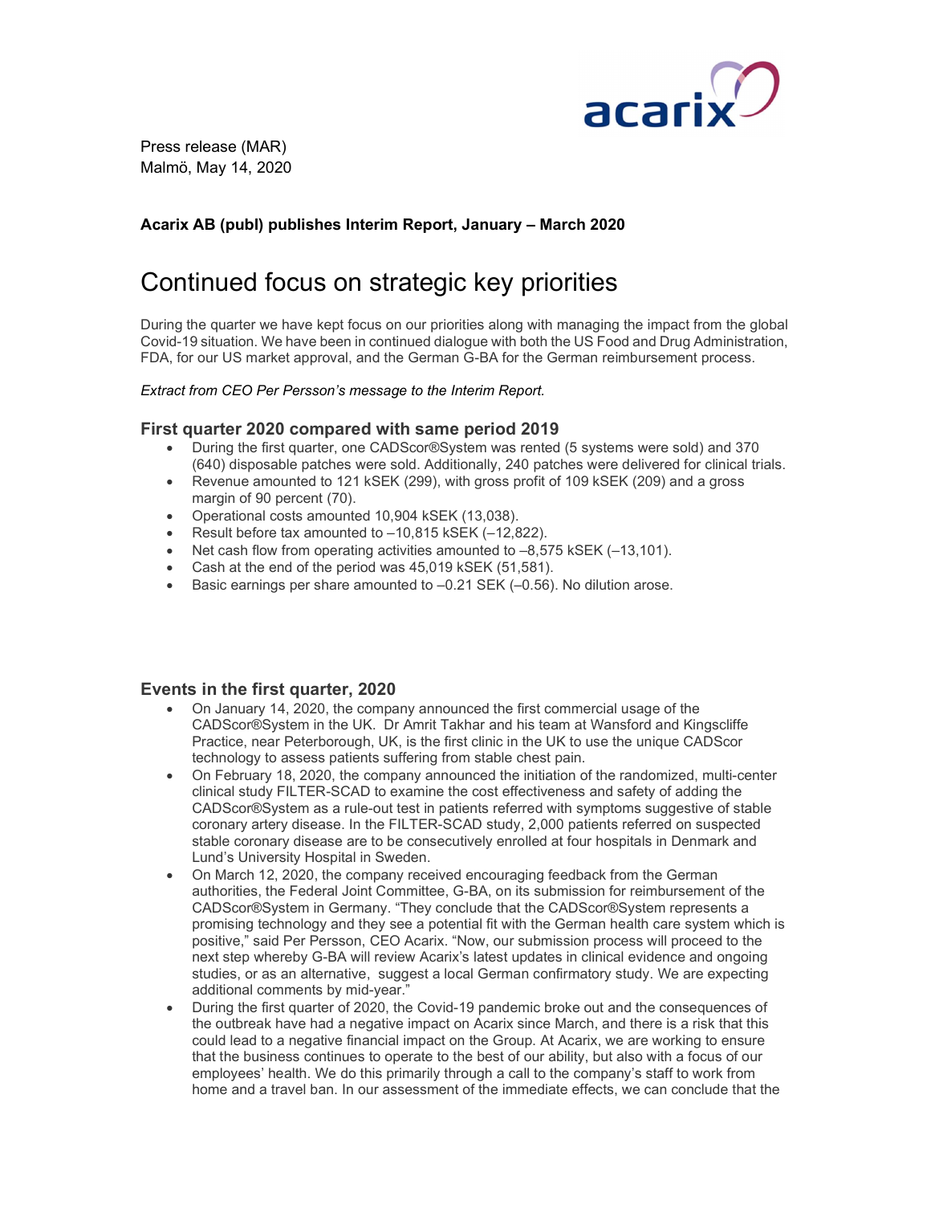Press release (MAR)
Malmö, May 14, 2020

**Acarix AB (publ) publishes Interim Report, January – March 2020**

# Continued focus on strategic key priorities

During the quarter we have kept focus on our priorities along with managing the impact from the global Covid-19 situation. We have been in continued dialogue with both the US Food and Drug Administration, FDA, for our US market approval, and the German G-BA for the German reimbursement process.

*Extract from CEO Per Persson's message to the Interim Report.*

## First quarter 2020 compared with same period 2019

- During the first quarter, one CADScor®System was rented (5 systems were sold) and 370 (640) disposable patches were sold. Additionally, 240 patches were delivered for clinical trials.
- Revenue amounted to 121 kSEK (299), with gross profit of 109 kSEK (209) and a gross margin of 90 percent (70).
- Operational costs amounted 10,904 kSEK (13,038).
- Result before tax amounted to –10,815 kSEK (–12,822).
- Net cash flow from operating activities amounted to –8,575 kSEK (–13,101).
- Cash at the end of the period was 45,019 kSEK (51,581).
- Basic earnings per share amounted to –0.21 SEK (–0.56). No dilution arose.

## Events in the first quarter, 2020

- On January 14, 2020, the company announced the first commercial usage of the CADScor®System in the UK. Dr Amrit Takhar and his team at Wansford and Kingscliffe Practice, near Peterborough, UK, is the first clinic in the UK to use the unique CADScor technology to assess patients suffering from stable chest pain.
- On February 18, 2020, the company announced the initiation of the randomized, multi-center clinical study FILTER-SCAD to examine the cost effectiveness and safety of adding the CADScor®System as a rule-out test in patients referred with symptoms suggestive of stable coronary artery disease. In the FILTER-SCAD study, 2,000 patients referred on suspected stable coronary disease are to be consecutively enrolled at four hospitals in Denmark and Lund's University Hospital in Sweden.
- On March 12, 2020, the company received encouraging feedback from the German authorities, the Federal Joint Committee, G-BA, on its submission for reimbursement of the CADScor®System in Germany. "They conclude that the CADScor®System represents a promising technology and they see a potential fit with the German health care system which is positive," said Per Persson, CEO Acarix. "Now, our submission process will proceed to the next step whereby G-BA will review Acarix's latest updates in clinical evidence and ongoing studies, or as an alternative, suggest a local German confirmatory study. We are expecting additional comments by mid-year."
- During the first quarter of 2020, the Covid-19 pandemic broke out and the consequences of the outbreak have had a negative impact on Acarix since March, and there is a risk that this could lead to a negative financial impact on the Group. At Acarix, we are working to ensure that the business continues to operate to the best of our ability, but also with a focus of our employees' health. We do this primarily through a call to the company's staff to work from home and a travel ban. In our assessment of the immediate effects, we can conclude that the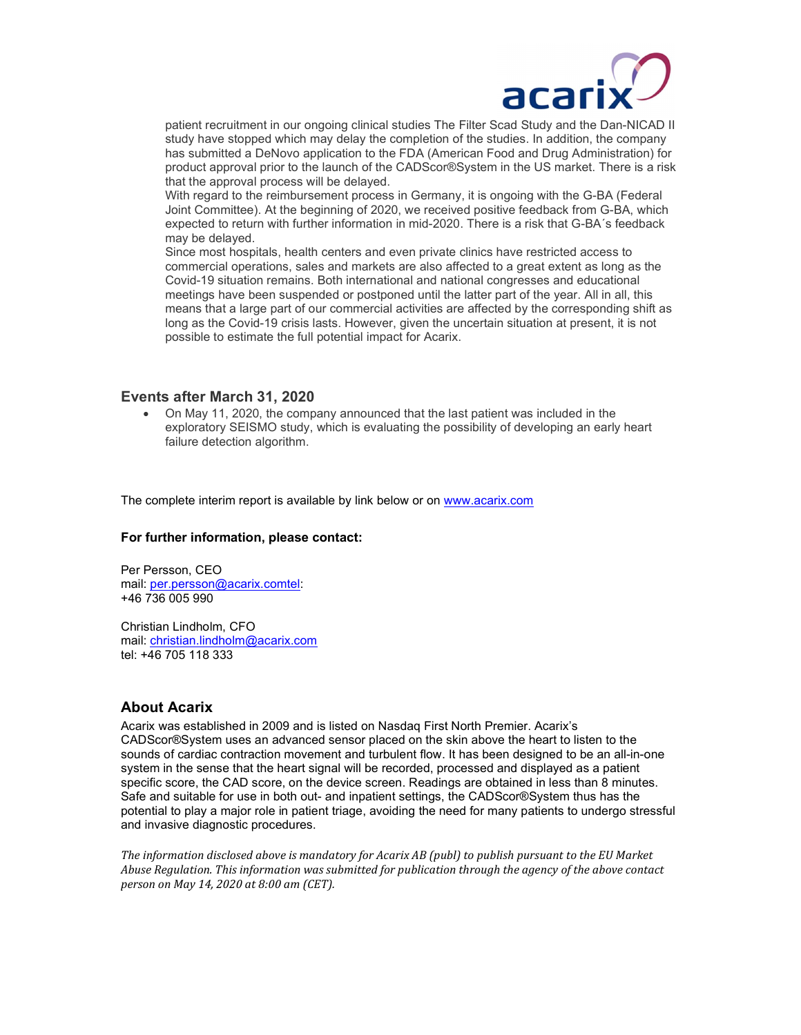patient recruitment in our ongoing clinical studies The Filter Scad Study and the Dan-NICAD II study have stopped which may delay the completion of the studies. In addition, the company has submitted a DeNovo application to the FDA (American Food and Drug Administration) for product approval prior to the launch of the CADScor®System in the US market. There is a risk that the approval process will be delayed.
With regard to the reimbursement process in Germany, it is ongoing with the G-BA (Federal Joint Committee). At the beginning of 2020, we received positive feedback from G-BA, which expected to return with further information in mid-2020. There is a risk that G-BA´s feedback may be delayed.
Since most hospitals, health centers and even private clinics have restricted access to commercial operations, sales and markets are also affected to a great extent as long as the Covid-19 situation remains. Both international and national congresses and educational meetings have been suspended or postponed until the latter part of the year. All in all, this means that a large part of our commercial activities are affected by the corresponding shift as long as the Covid-19 crisis lasts. However, given the uncertain situation at present, it is not possible to estimate the full potential impact for Acarix.

## Events after March 31, 2020

- On May 11, 2020, the company announced that the last patient was included in the exploratory SEISMO study, which is evaluating the possibility of developing an early heart failure detection algorithm.

The complete interim report is available by link below or on www.acarix.com

**For further information, please contact:**

Per Persson, CEO
mail: per.persson@acarix.comtel: +46 736 005 990

Christian Lindholm, CFO
mail: christian.lindholm@acarix.com
tel: +46 705 118 333

## About Acarix

Acarix was established in 2009 and is listed on Nasdaq First North Premier. Acarix's CADScor®System uses an advanced sensor placed on the skin above the heart to listen to the sounds of cardiac contraction movement and turbulent flow. It has been designed to be an all-in-one system in the sense that the heart signal will be recorded, processed and displayed as a patient specific score, the CAD score, on the device screen. Readings are obtained in less than 8 minutes. Safe and suitable for use in both out- and inpatient settings, the CADScor®System thus has the potential to play a major role in patient triage, avoiding the need for many patients to undergo stressful and invasive diagnostic procedures.

*The information disclosed above is mandatory for Acarix AB (publ) to publish pursuant to the EU Market Abuse Regulation. This information was submitted for publication through the agency of the above contact person on May 14, 2020 at 8:00 am (CET).*